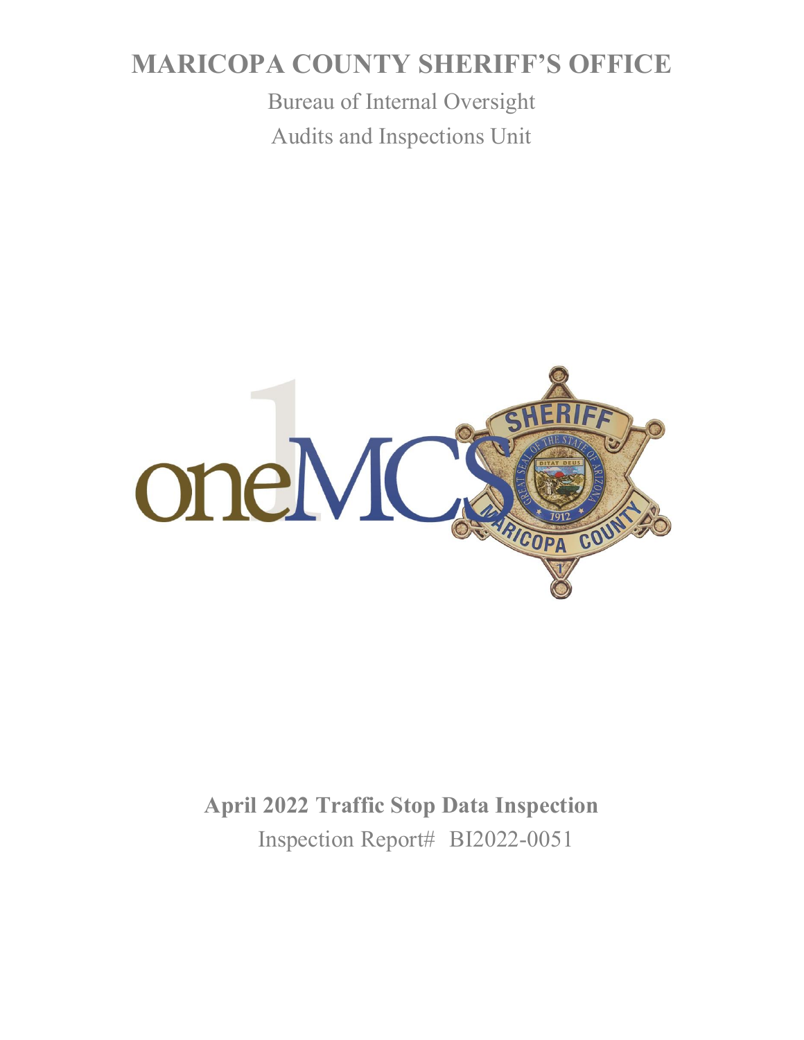# MARICOPA COUNTY SHERIFF'S OFFICE

Bureau of Internal Oversight

Audits and Inspections Unit

oneMCSO

**April 2022 Traffic Stop Data Inspection**

Inspection Report# BI2022-0051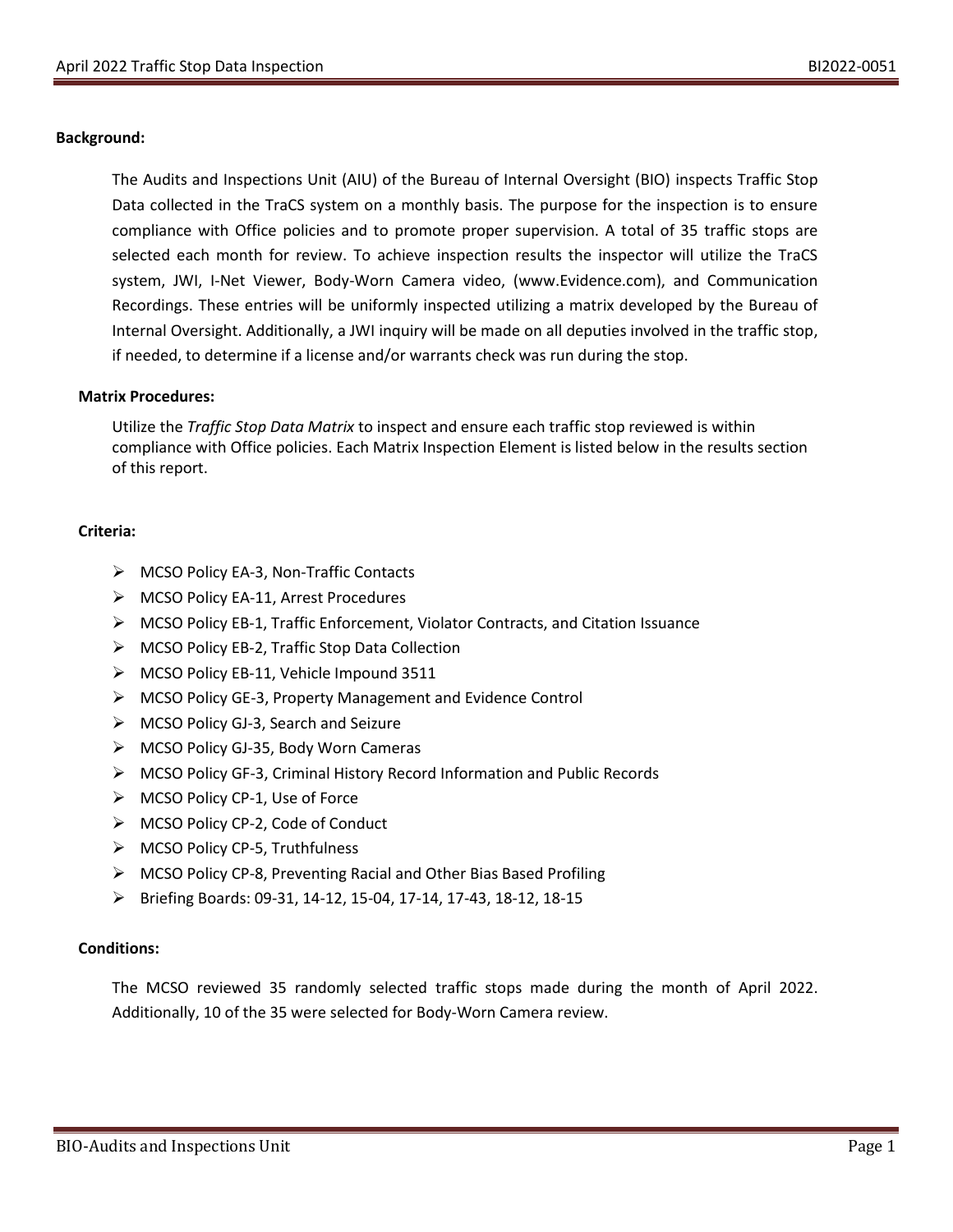**Background:**

The Audits and Inspections Unit (AIU) of the Bureau of Internal Oversight (BIO) inspects Traffic Stop Data collected in the TraCS system on a monthly basis. The purpose for the inspection is to ensure compliance with Office policies and to promote proper supervision. A total of 35 traffic stops are selected each month for review. To achieve inspection results the inspector will utilize the TraCS system, JWI, I-Net Viewer, Body-Worn Camera video, (www.Evidence.com), and Communication Recordings. These entries will be uniformly inspected utilizing a matrix developed by the Bureau of Internal Oversight. Additionally, a JWI inquiry will be made on all deputies involved in the traffic stop, if needed, to determine if a license and/or warrants check was run during the stop.

**Matrix Procedures:**

Utilize the *Traffic Stop Data Matrix* to inspect and ensure each traffic stop reviewed is within compliance with Office policies. Each Matrix Inspection Element is listed below in the results section of this report.

**Criteria:**

- MCSO Policy EA-3, Non-Traffic Contacts
- MCSO Policy EA-11, Arrest Procedures
- MCSO Policy EB-1, Traffic Enforcement, Violator Contracts, and Citation Issuance
- MCSO Policy EB-2, Traffic Stop Data Collection
- MCSO Policy EB-11, Vehicle Impound 3511
- MCSO Policy GE-3, Property Management and Evidence Control
- MCSO Policy GJ-3, Search and Seizure
- MCSO Policy GJ-35, Body Worn Cameras
- MCSO Policy GF-3, Criminal History Record Information and Public Records
- MCSO Policy CP-1, Use of Force
- MCSO Policy CP-2, Code of Conduct
- MCSO Policy CP-5, Truthfulness
- MCSO Policy CP-8, Preventing Racial and Other Bias Based Profiling
- Briefing Boards: 09-31, 14-12, 15-04, 17-14, 17-43, 18-12, 18-15

**Conditions:**

The MCSO reviewed 35 randomly selected traffic stops made during the month of April 2022. Additionally, 10 of the 35 were selected for Body-Worn Camera review.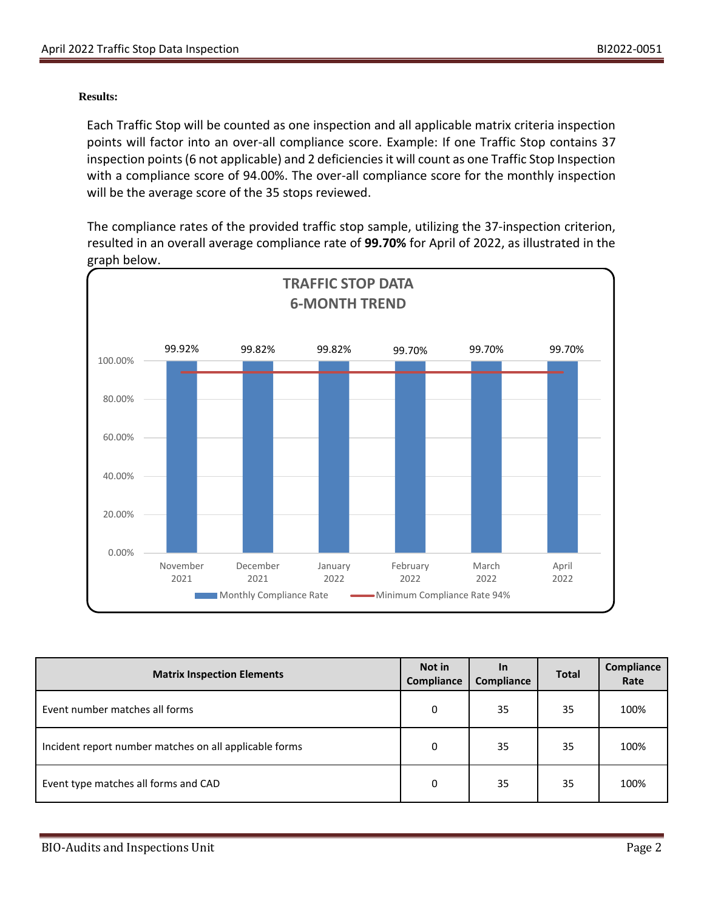**Results:**

Each Traffic Stop will be counted as one inspection and all applicable matrix criteria inspection points will factor into an over-all compliance score. Example: If one Traffic Stop contains 37 inspection points (6 not applicable) and 2 deficiencies it will count as one Traffic Stop Inspection with a compliance score of 94.00%. The over-all compliance score for the monthly inspection will be the average score of the 35 stops reviewed.

The compliance rates of the provided traffic stop sample, utilizing the 37-inspection criterion, resulted in an overall average compliance rate of **99.70%** for April of 2022, as illustrated in the graph below.

**TRAFFIC STOP DATA**
**6-MONTH TREND**

| Month | Monthly Compliance Rate | Minimum Compliance Rate |
|---|---|---|
| November 2021 | 99.92% | 94% |
| December 2021 | 99.82% | 94% |
| January 2022 | 99.82% | 94% |
| February 2022 | 99.70% | 94% |
| March 2022 | 99.70% | 94% |
| April 2022 | 99.70% | 94% |

| Matrix Inspection Elements | Not in Compliance | In Compliance | Total | Compliance Rate |
|---|---|---|---|---|
| Event number matches all forms | 0 | 35 | 35 | 100% |
| Incident report number matches on all applicable forms | 0 | 35 | 35 | 100% |
| Event type matches all forms and CAD | 0 | 35 | 35 | 100% |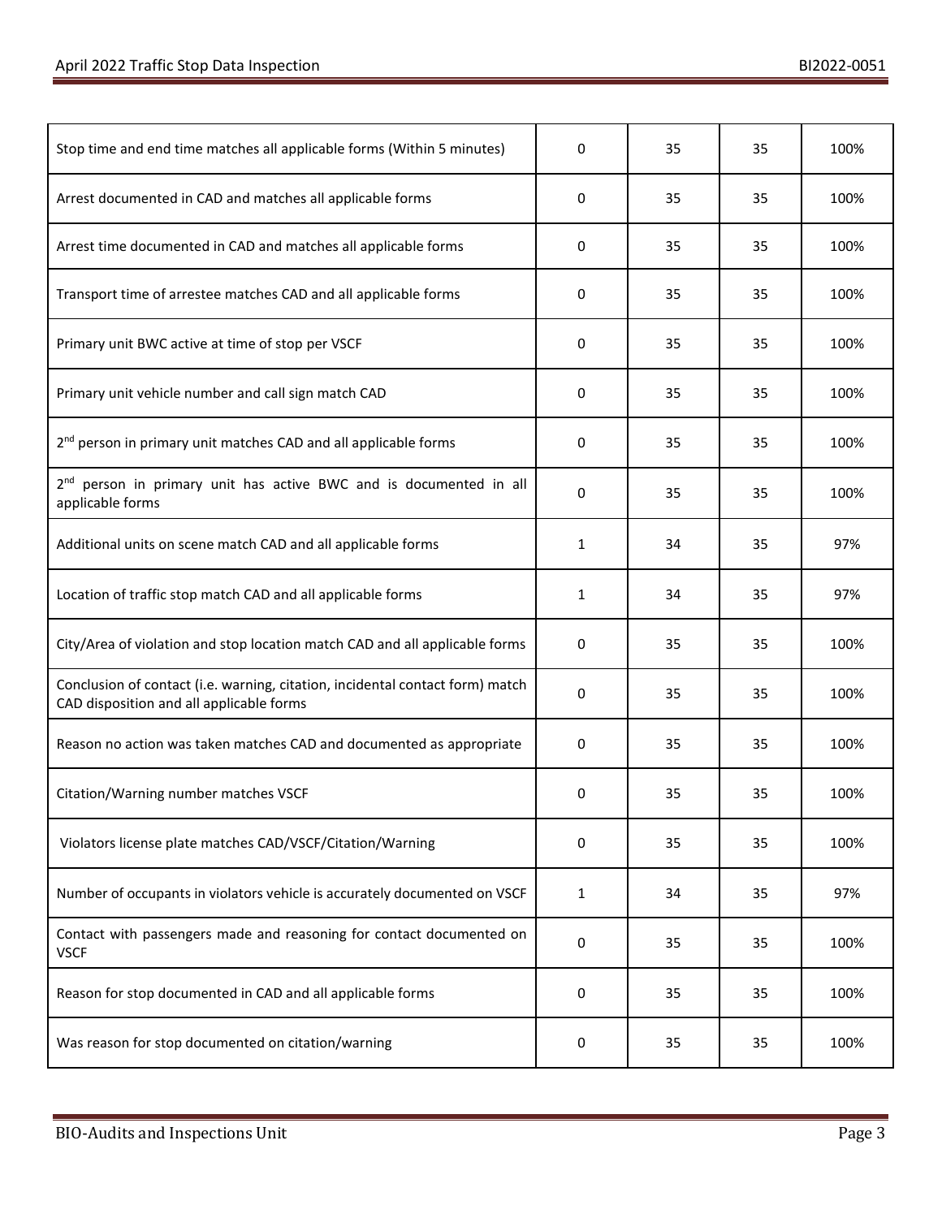| | | | | |
|---|---|---|---|---|
| Stop time and end time matches all applicable forms (Within 5 minutes) | 0 | 35 | 35 | 100% |
| Arrest documented in CAD and matches all applicable forms | 0 | 35 | 35 | 100% |
| Arrest time documented in CAD and matches all applicable forms | 0 | 35 | 35 | 100% |
| Transport time of arrestee matches CAD and all applicable forms | 0 | 35 | 35 | 100% |
| Primary unit BWC active at time of stop per VSCF | 0 | 35 | 35 | 100% |
| Primary unit vehicle number and call sign match CAD | 0 | 35 | 35 | 100% |
| 2nd person in primary unit matches CAD and all applicable forms | 0 | 35 | 35 | 100% |
| 2nd person in primary unit has active BWC and is documented in all applicable forms | 0 | 35 | 35 | 100% |
| Additional units on scene match CAD and all applicable forms | 1 | 34 | 35 | 97% |
| Location of traffic stop match CAD and all applicable forms | 1 | 34 | 35 | 97% |
| City/Area of violation and stop location match CAD and all applicable forms | 0 | 35 | 35 | 100% |
| Conclusion of contact (i.e. warning, citation, incidental contact form) match CAD disposition and all applicable forms | 0 | 35 | 35 | 100% |
| Reason no action was taken matches CAD and documented as appropriate | 0 | 35 | 35 | 100% |
| Citation/Warning number matches VSCF | 0 | 35 | 35 | 100% |
| Violators license plate matches CAD/VSCF/Citation/Warning | 0 | 35 | 35 | 100% |
| Number of occupants in violators vehicle is accurately documented on VSCF | 1 | 34 | 35 | 97% |
| Contact with passengers made and reasoning for contact documented on VSCF | 0 | 35 | 35 | 100% |
| Reason for stop documented in CAD and all applicable forms | 0 | 35 | 35 | 100% |
| Was reason for stop documented on citation/warning | 0 | 35 | 35 | 100% |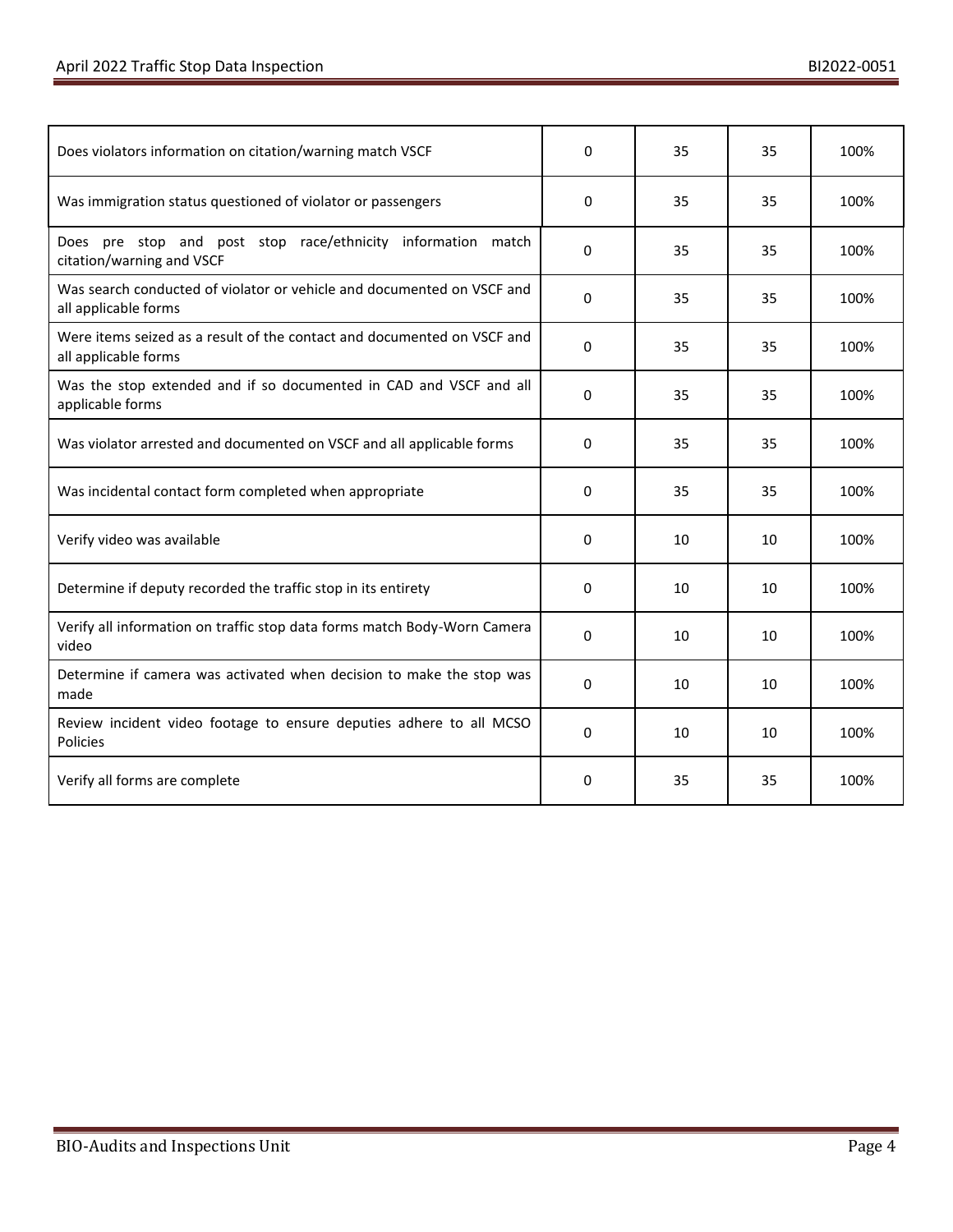| | | | | |
|---|---|---|---|---|
| Does violators information on citation/warning match VSCF | 0 | 35 | 35 | 100% |
| Was immigration status questioned of violator or passengers | 0 | 35 | 35 | 100% |
| Does pre stop and post stop race/ethnicity information match citation/warning and VSCF | 0 | 35 | 35 | 100% |
| Was search conducted of violator or vehicle and documented on VSCF and all applicable forms | 0 | 35 | 35 | 100% |
| Were items seized as a result of the contact and documented on VSCF and all applicable forms | 0 | 35 | 35 | 100% |
| Was the stop extended and if so documented in CAD and VSCF and all applicable forms | 0 | 35 | 35 | 100% |
| Was violator arrested and documented on VSCF and all applicable forms | 0 | 35 | 35 | 100% |
| Was incidental contact form completed when appropriate | 0 | 35 | 35 | 100% |
| Verify video was available | 0 | 10 | 10 | 100% |
| Determine if deputy recorded the traffic stop in its entirety | 0 | 10 | 10 | 100% |
| Verify all information on traffic stop data forms match Body-Worn Camera video | 0 | 10 | 10 | 100% |
| Determine if camera was activated when decision to make the stop was made | 0 | 10 | 10 | 100% |
| Review incident video footage to ensure deputies adhere to all MCSO Policies | 0 | 10 | 10 | 100% |
| Verify all forms are complete | 0 | 35 | 35 | 100% |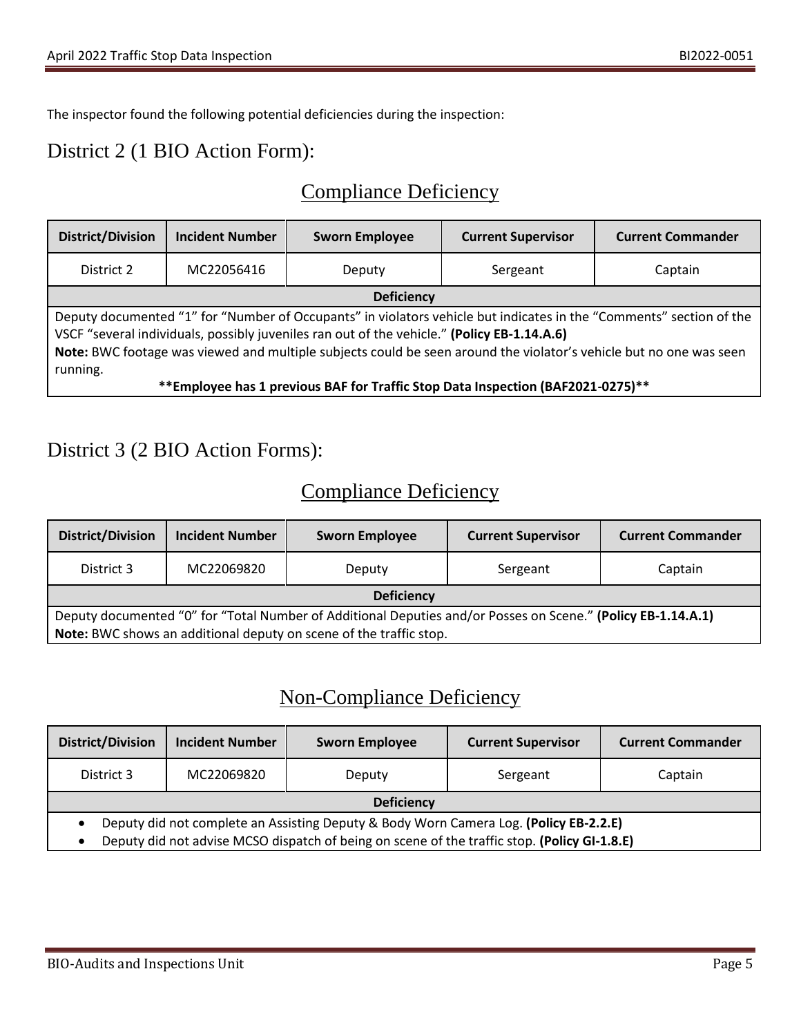The inspector found the following potential deficiencies during the inspection:

## District 2 (1 BIO Action Form):

### Compliance Deficiency

| District/Division | Incident Number | Sworn Employee | Current Supervisor | Current Commander |
|---|---|---|---|---|
| District 2 | MC22056416 | Deputy | Sergeant | Captain |
| **Deficiency** | | | | |
| Deputy documented "1" for "Number of Occupants" in violators vehicle but indicates in the "Comments" section of the VSCF "several individuals, possibly juveniles ran out of the vehicle." **(Policy EB-1.14.A.6)** **Note:** BWC footage was viewed and multiple subjects could be seen around the violator's vehicle but no one was seen running. **\*\*Employee has 1 previous BAF for Traffic Stop Data Inspection (BAF2021-0275)\*\*** | | | | |

## District 3 (2 BIO Action Forms):

### Compliance Deficiency

| District/Division | Incident Number | Sworn Employee | Current Supervisor | Current Commander |
|---|---|---|---|---|
| District 3 | MC22069820 | Deputy | Sergeant | Captain |
| **Deficiency** | | | | |
| Deputy documented "0" for "Total Number of Additional Deputies and/or Posses on Scene." **(Policy EB-1.14.A.1)** **Note:** BWC shows an additional deputy on scene of the traffic stop. | | | | |

### Non-Compliance Deficiency

| District/Division | Incident Number | Sworn Employee | Current Supervisor | Current Commander |
|---|---|---|---|---|
| District 3 | MC22069820 | Deputy | Sergeant | Captain |
| **Deficiency** | | | | |
| • Deputy did not complete an Assisting Deputy & Body Worn Camera Log. **(Policy EB-2.2.E)** • Deputy did not advise MCSO dispatch of being on scene of the traffic stop. **(Policy GI-1.8.E)** | | | | |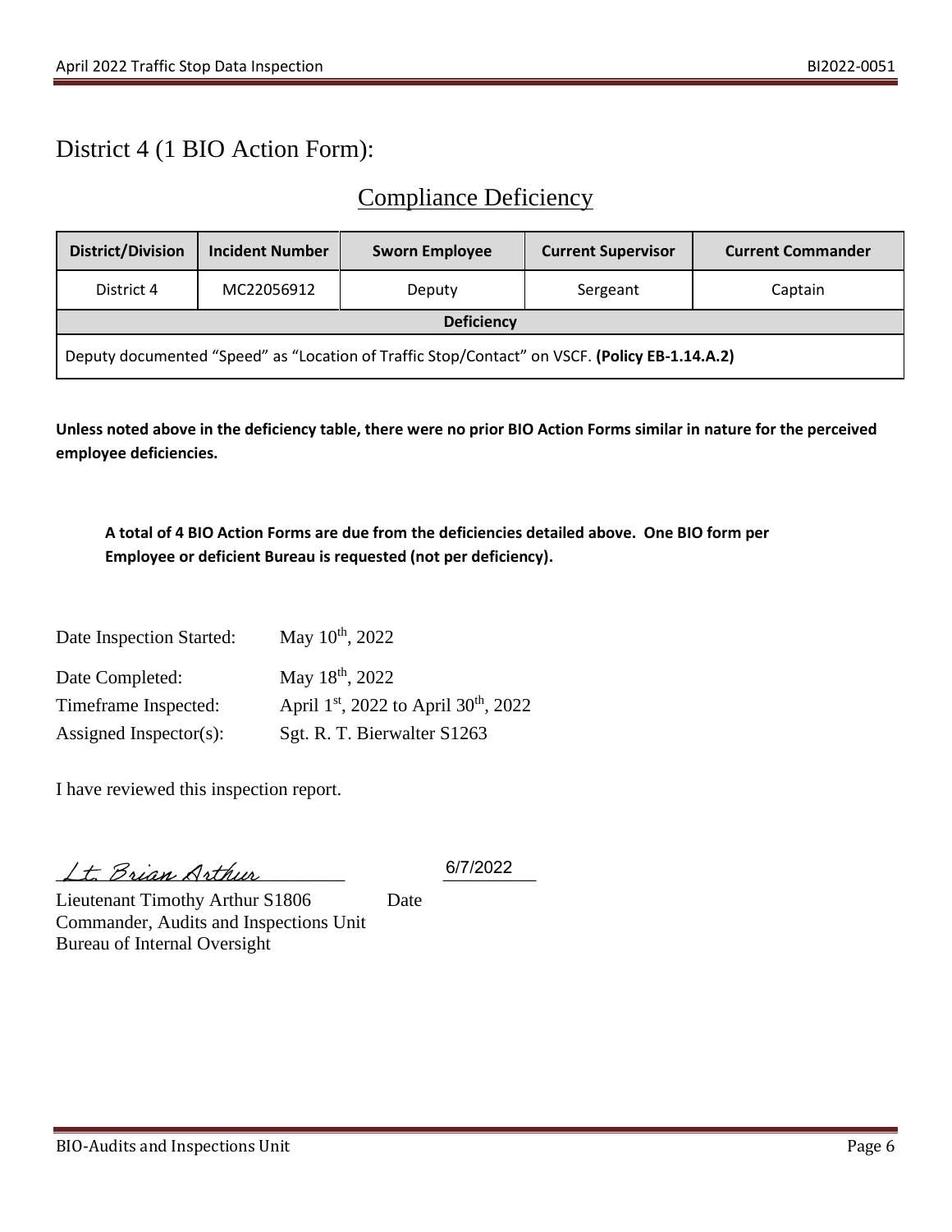## District 4 (1 BIO Action Form):

### Compliance Deficiency

| District/Division | Incident Number | Sworn Employee | Current Supervisor | Current Commander |
|---|---|---|---|---|
| District 4 | MC22056912 | Deputy | Sergeant | Captain |
| **Deficiency** | | | | |
| Deputy documented "Speed" as "Location of Traffic Stop/Contact" on VSCF. **(Policy EB-1.14.A.2)** | | | | |

**Unless noted above in the deficiency table, there were no prior BIO Action Forms similar in nature for the perceived employee deficiencies.**

**A total of 4 BIO Action Forms are due from the deficiencies detailed above. One BIO form per Employee or deficient Bureau is requested (not per deficiency).**

Date Inspection Started: May 10th, 2022

Date Completed: May 18th, 2022

Timeframe Inspected: April 1st, 2022 to April 30th, 2022

Assigned Inspector(s): Sgt. R. T. Bierwalter S1263

I have reviewed this inspection report.

Lt. Brian Arthur 6/7/2022

Lieutenant Timothy Arthur S1806 Date
Commander, Audits and Inspections Unit
Bureau of Internal Oversight